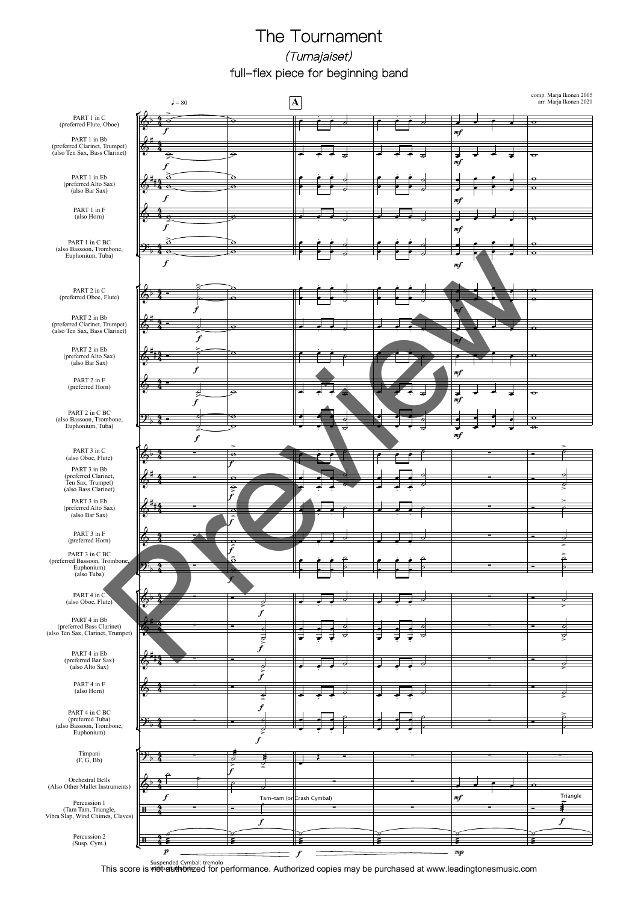# The Tournament

*(Turnajaiset)*

full-flex piece for beginning band

comp. Marja Ikonen 2005
arr. Marja Ikonen 2021

This score is not authorized for performance. Authorized copies may be purchased at www.leadingtonesmusic.com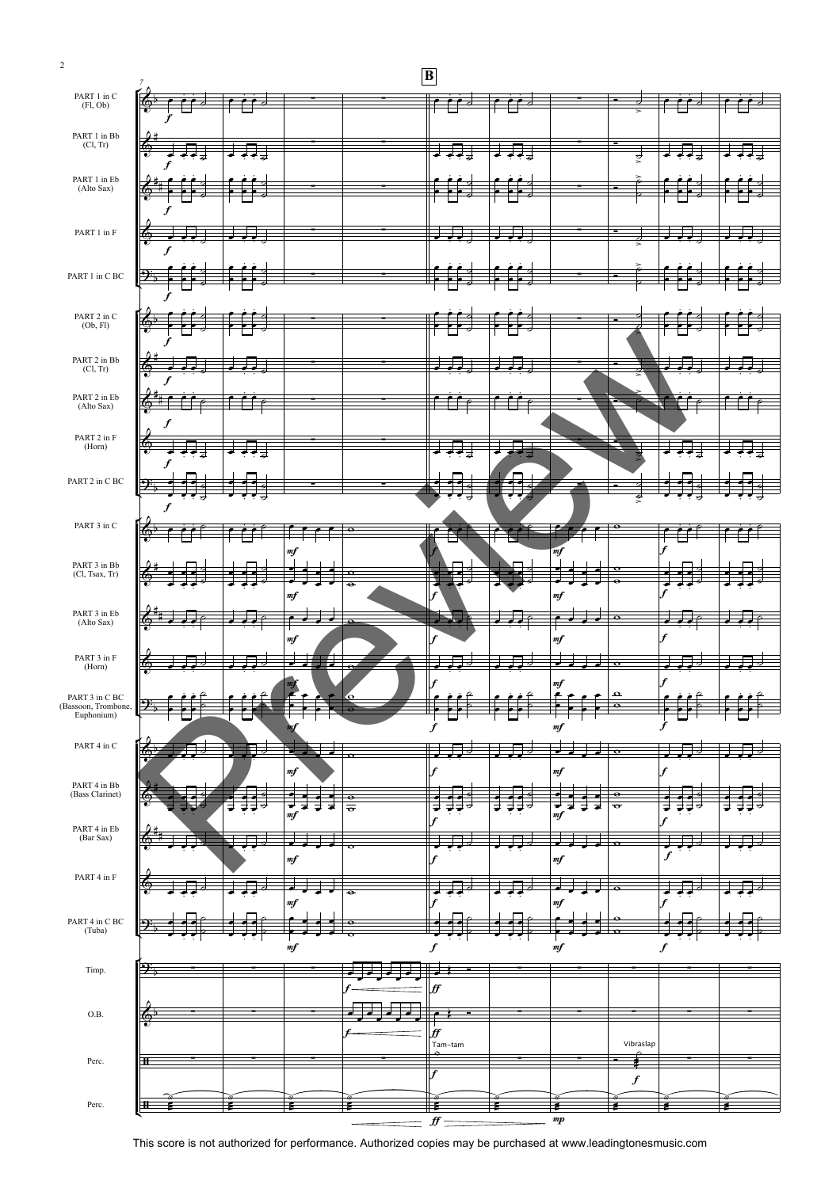This score is not authorized for performance. Authorized copies may be purchased at www.leadingtonesmusic.com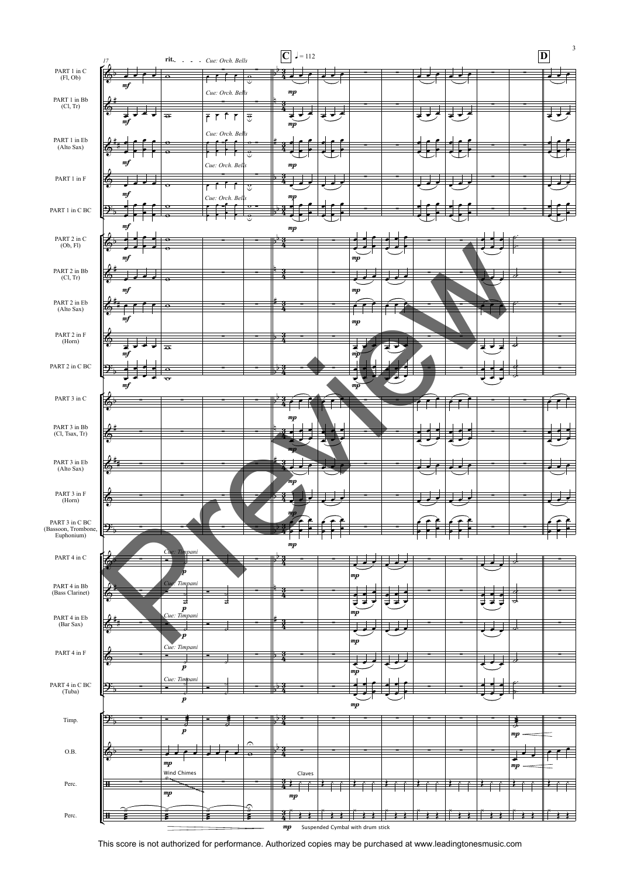This score is not authorized for performance. Authorized copies may be purchased at www.leadingtonesmusic.com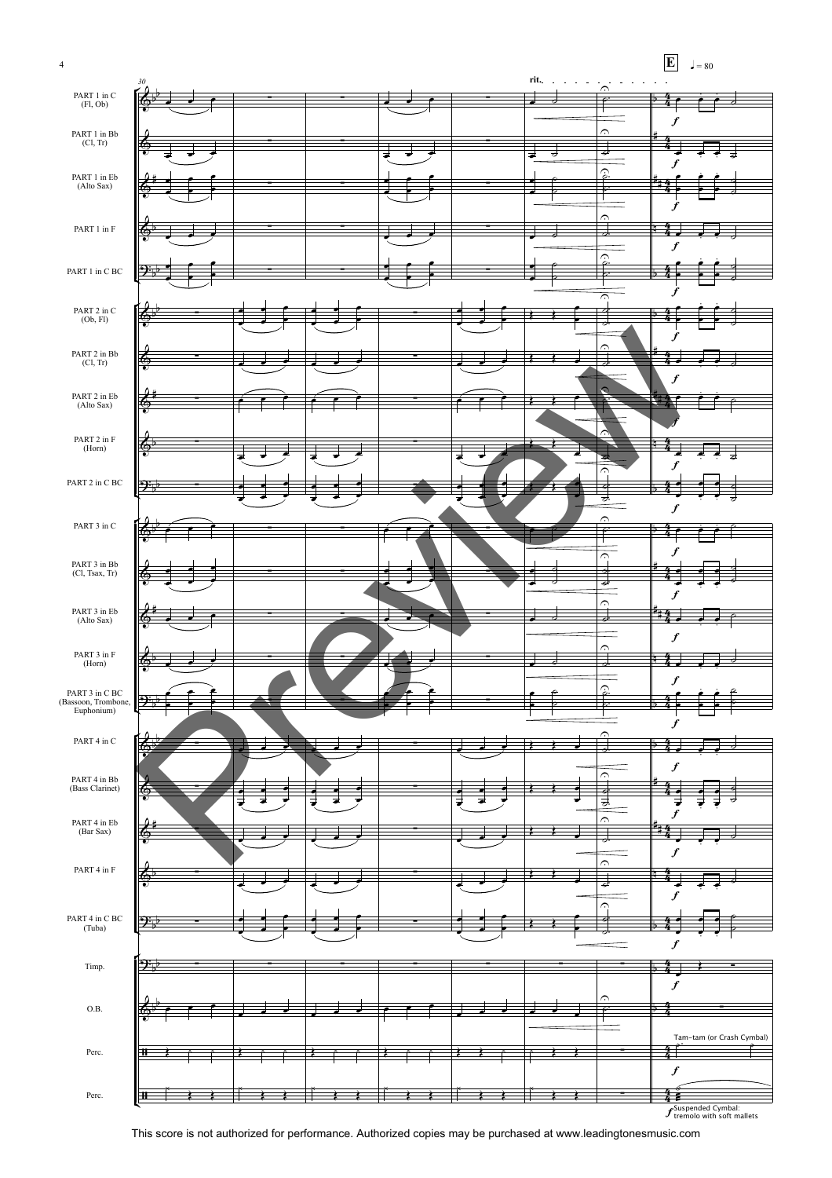PART 1 in C (Fl, Ob)

PART 1 in Bb (Cl, Tr)

PART 1 in Eb (Alto Sax)

PART 1 in F

PART 1 in C BC

PART 2 in C (Ob, Fl)

PART 2 in Bb (Cl, Tr)

PART 2 in Eb (Alto Sax)

PART 2 in F (Horn)

PART 2 in C BC

PART 3 in C

PART 3 in Bb (Cl, Tsax, Tr)

PART 3 in Eb (Alto Sax)

PART 3 in F (Horn)

PART 3 in C BC (Bassoon, Trombone, Euphonium)

PART 4 in C

PART 4 in Bb (Bass Clarinet)

PART 4 in Eb (Bar Sax)

PART 4 in F

PART 4 in C BC (Tuba)

Timp.

O.B.

Perc.

Perc.

30

rit.

**E** ♩ = 80

*f*

Tam-tam (or Crash Cymbal)

*f* Suspended Cymbal: tremolo with soft mallets

This score is not authorized for performance. Authorized copies may be purchased at www.leadingtonesmusic.com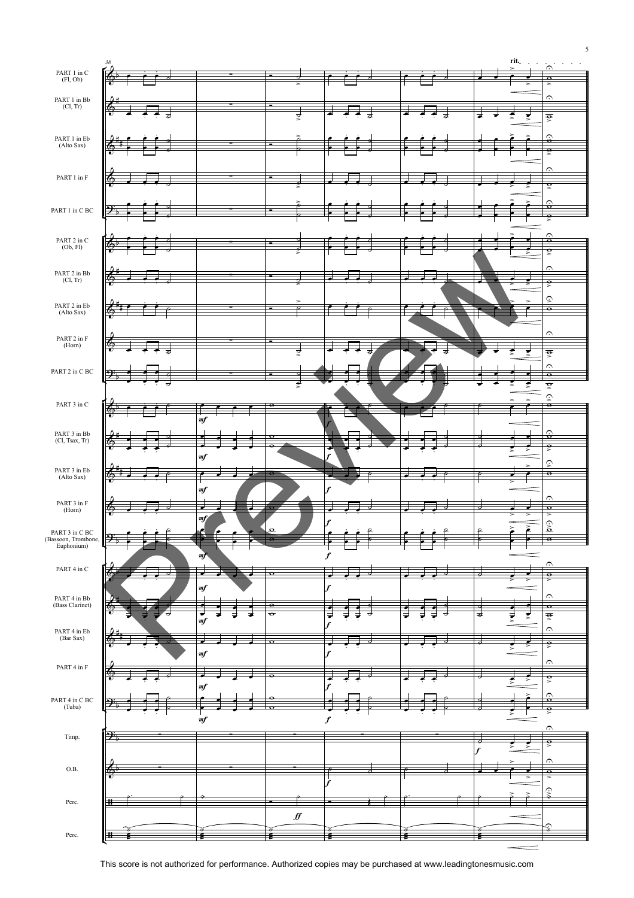PART 1 in C (Fl, Ob)

PART 1 in Bb (Cl, Tr)

PART 1 in Eb (Alto Sax)

PART 1 in F

PART 1 in C BC

PART 2 in C (Ob, Fl)

PART 2 in Bb (Cl, Tr)

PART 2 in Eb (Alto Sax)

PART 2 in F (Horn)

PART 2 in C BC

PART 3 in C

PART 3 in Bb (Cl, Tsax, Tr)

PART 3 in Eb (Alto Sax)

PART 3 in F (Horn)

PART 3 in C BC (Bassoon, Trombone, Euphonium)

PART 4 in C

PART 4 in Bb (Bass Clarinet)

PART 4 in Eb (Bar Sax)

PART 4 in F

PART 4 in C BC (Tuba)

Timp.

O.B.

Perc.

Perc.

38

rit.

mf

f

ff

Preview

This score is not authorized for performance. Authorized copies may be purchased at www.leadingtonesmusic.com